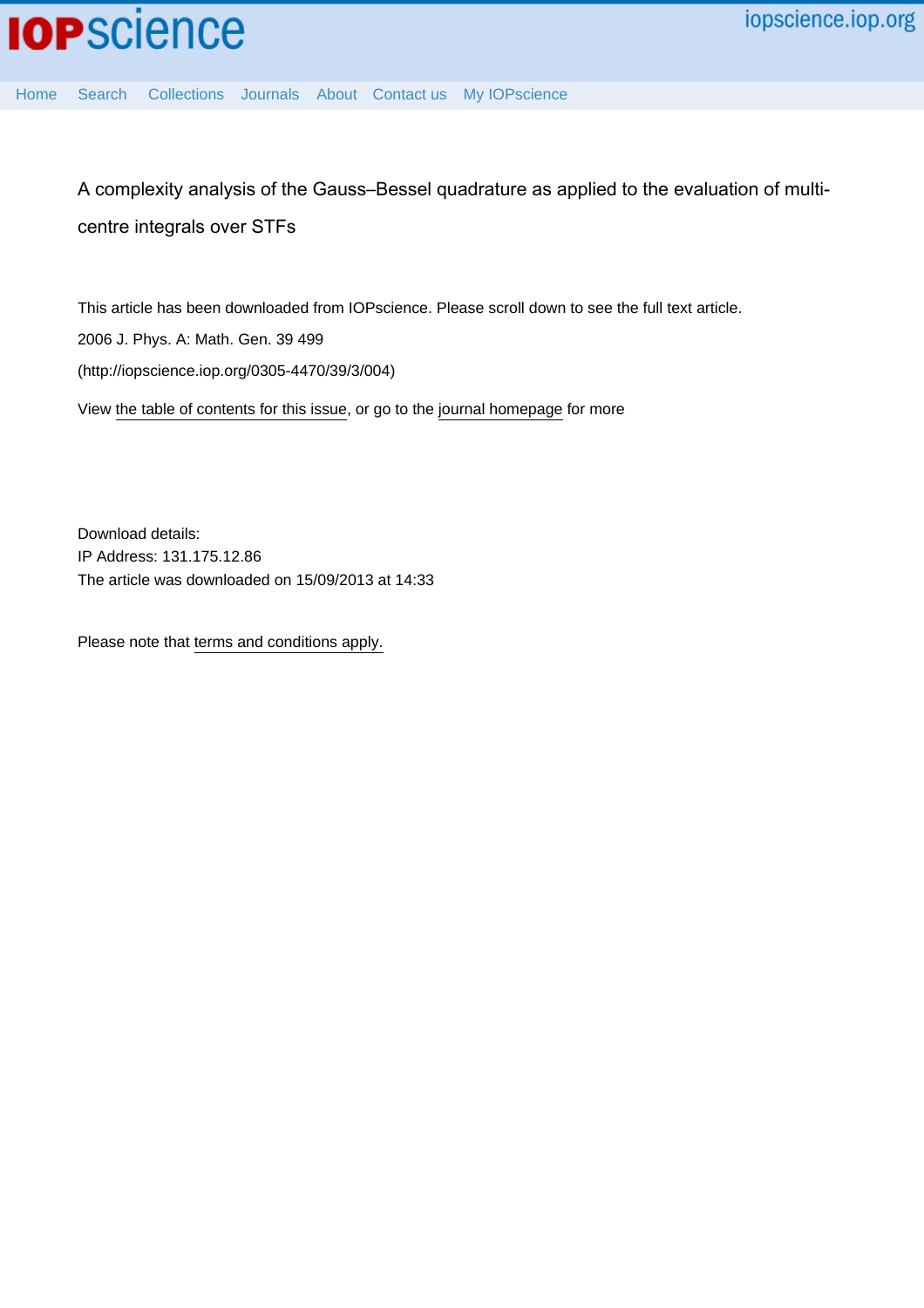# A complexity analysis of the Gauss–Bessel quadrature as applied to the evaluation of multi-centre integrals over STFs

This article has been downloaded from IOPscience. Please scroll down to see the full text article.

2006 J. Phys. A: Math. Gen. 39 499

(http://iopscience.iop.org/0305-4470/39/3/004)

View the table of contents for this issue, or go to the journal homepage for more

Download details:
IP Address: 131.175.12.86
The article was downloaded on 15/09/2013 at 14:33

Please note that terms and conditions apply.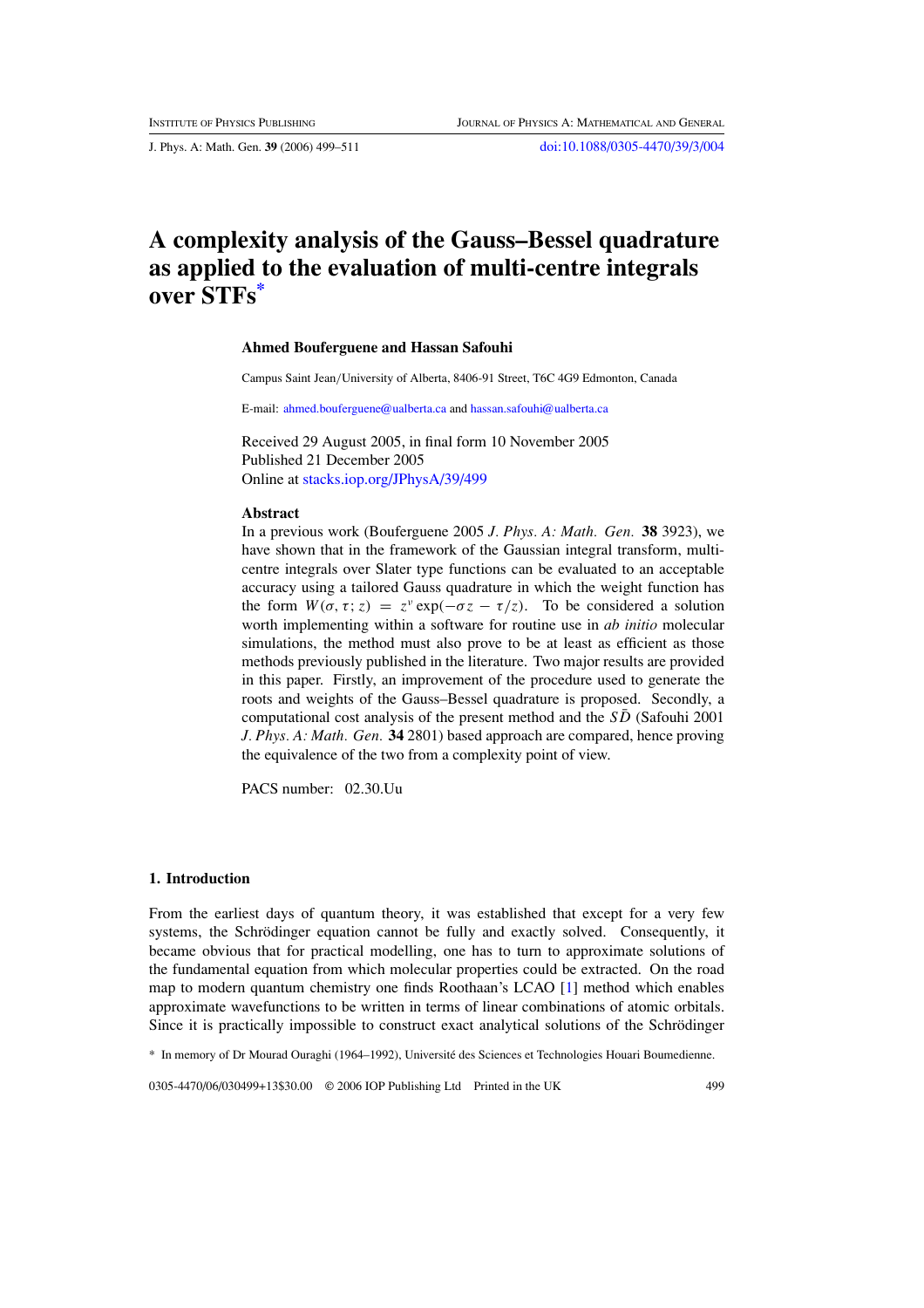# A complexity analysis of the Gauss–Bessel quadrature as applied to the evaluation of multi-centre integrals over STFs*

**Ahmed Bouferguene and Hassan Safouhi**

Campus Saint Jean/University of Alberta, 8406-91 Street, T6C 4G9 Edmonton, Canada

E-mail: ahmed.bouferguene@ualberta.ca and hassan.safouhi@ualberta.ca

Received 29 August 2005, in final form 10 November 2005
Published 21 December 2005
Online at stacks.iop.org/JPhysA/39/499

### Abstract

In a previous work (Bouferguene 2005 *J. Phys. A: Math. Gen.* **38** 3923), we have shown that in the framework of the Gaussian integral transform, multi-centre integrals over Slater type functions can be evaluated to an acceptable accuracy using a tailored Gauss quadrature in which the weight function has the form $W(\sigma, \tau; z) = z^{\nu} \exp(-\sigma z - \tau/z)$. To be considered a solution worth implementing within a software for routine use in *ab initio* molecular simulations, the method must also prove to be at least as efficient as those methods previously published in the literature. Two major results are provided in this paper. Firstly, an improvement of the procedure used to generate the roots and weights of the Gauss–Bessel quadrature is proposed. Secondly, a computational cost analysis of the present method and the $S\bar{D}$ (Safouhi 2001 *J. Phys. A: Math. Gen.* **34** 2801) based approach are compared, hence proving the equivalence of the two from a complexity point of view.

PACS number: 02.30.Uu

## 1. Introduction

From the earliest days of quantum theory, it was established that except for a very few systems, the Schrödinger equation cannot be fully and exactly solved. Consequently, it became obvious that for practical modelling, one has to turn to approximate solutions of the fundamental equation from which molecular properties could be extracted. On the road map to modern quantum chemistry one finds Roothaan's LCAO [1] method which enables approximate wavefunctions to be written in terms of linear combinations of atomic orbitals. Since it is practically impossible to construct exact analytical solutions of the Schrödinger

\* In memory of Dr Mourad Ouraghi (1964–1992), Université des Sciences et Technologies Houari Boumedienne.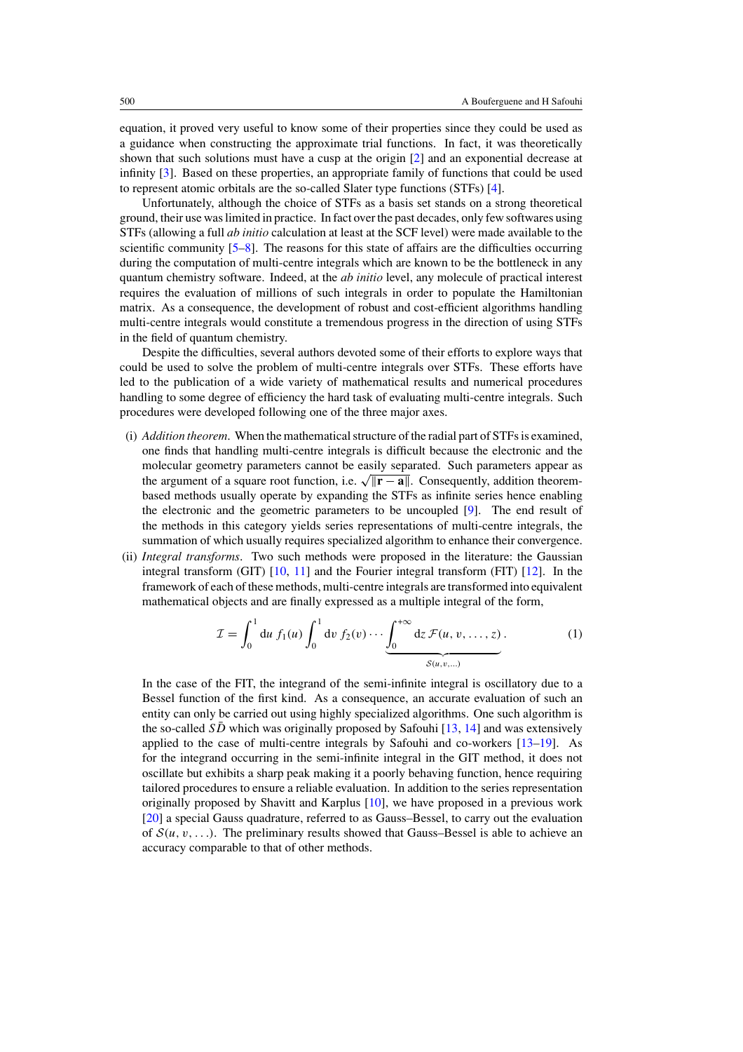equation, it proved very useful to know some of their properties since they could be used as a guidance when constructing the approximate trial functions. In fact, it was theoretically shown that such solutions must have a cusp at the origin [2] and an exponential decrease at infinity [3]. Based on these properties, an appropriate family of functions that could be used to represent atomic orbitals are the so-called Slater type functions (STFs) [4].

Unfortunately, although the choice of STFs as a basis set stands on a strong theoretical ground, their use was limited in practice. In fact over the past decades, only few softwares using STFs (allowing a full *ab initio* calculation at least at the SCF level) were made available to the scientific community [5–8]. The reasons for this state of affairs are the difficulties occurring during the computation of multi-centre integrals which are known to be the bottleneck in any quantum chemistry software. Indeed, at the *ab initio* level, any molecule of practical interest requires the evaluation of millions of such integrals in order to populate the Hamiltonian matrix. As a consequence, the development of robust and cost-efficient algorithms handling multi-centre integrals would constitute a tremendous progress in the direction of using STFs in the field of quantum chemistry.

Despite the difficulties, several authors devoted some of their efforts to explore ways that could be used to solve the problem of multi-centre integrals over STFs. These efforts have led to the publication of a wide variety of mathematical results and numerical procedures handling to some degree of efficiency the hard task of evaluating multi-centre integrals. Such procedures were developed following one of the three major axes.

(i) *Addition theorem*. When the mathematical structure of the radial part of STFs is examined, one finds that handling multi-centre integrals is difficult because the electronic and the molecular geometry parameters cannot be easily separated. Such parameters appear as the argument of a square root function, i.e. $\sqrt{\|\mathbf{r}-\mathbf{a}\|}$. Consequently, addition theorem-based methods usually operate by expanding the STFs as infinite series hence enabling the electronic and the geometric parameters to be uncoupled [9]. The end result of the methods in this category yields series representations of multi-centre integrals, the summation of which usually requires specialized algorithm to enhance their convergence.

(ii) *Integral transforms*. Two such methods were proposed in the literature: the Gaussian integral transform (GIT) [10, 11] and the Fourier integral transform (FIT) [12]. In the framework of each of these methods, multi-centre integrals are transformed into equivalent mathematical objects and are finally expressed as a multiple integral of the form,

$$\mathcal{I} = \int_0^1 \mathrm{d}u\, f_1(u) \int_0^1 \mathrm{d}v\, f_2(v) \cdots \underbrace{\int_0^{+\infty} \mathrm{d}z\, \mathcal{F}(u, v, \ldots, z)}_{\mathcal{S}(u,v,\ldots)}. \tag{1}$$

In the case of the FIT, the integrand of the semi-infinite integral is oscillatory due to a Bessel function of the first kind. As a consequence, an accurate evaluation of such an entity can only be carried out using highly specialized algorithms. One such algorithm is the so-called $S\bar{D}$ which was originally proposed by Safouhi [13, 14] and was extensively applied to the case of multi-centre integrals by Safouhi and co-workers [13–19]. As for the integrand occurring in the semi-infinite integral in the GIT method, it does not oscillate but exhibits a sharp peak making it a poorly behaving function, hence requiring tailored procedures to ensure a reliable evaluation. In addition to the series representation originally proposed by Shavitt and Karplus [10], we have proposed in a previous work [20] a special Gauss quadrature, referred to as Gauss–Bessel, to carry out the evaluation of $\mathcal{S}(u, v, \ldots)$. The preliminary results showed that Gauss–Bessel is able to achieve an accuracy comparable to that of other methods.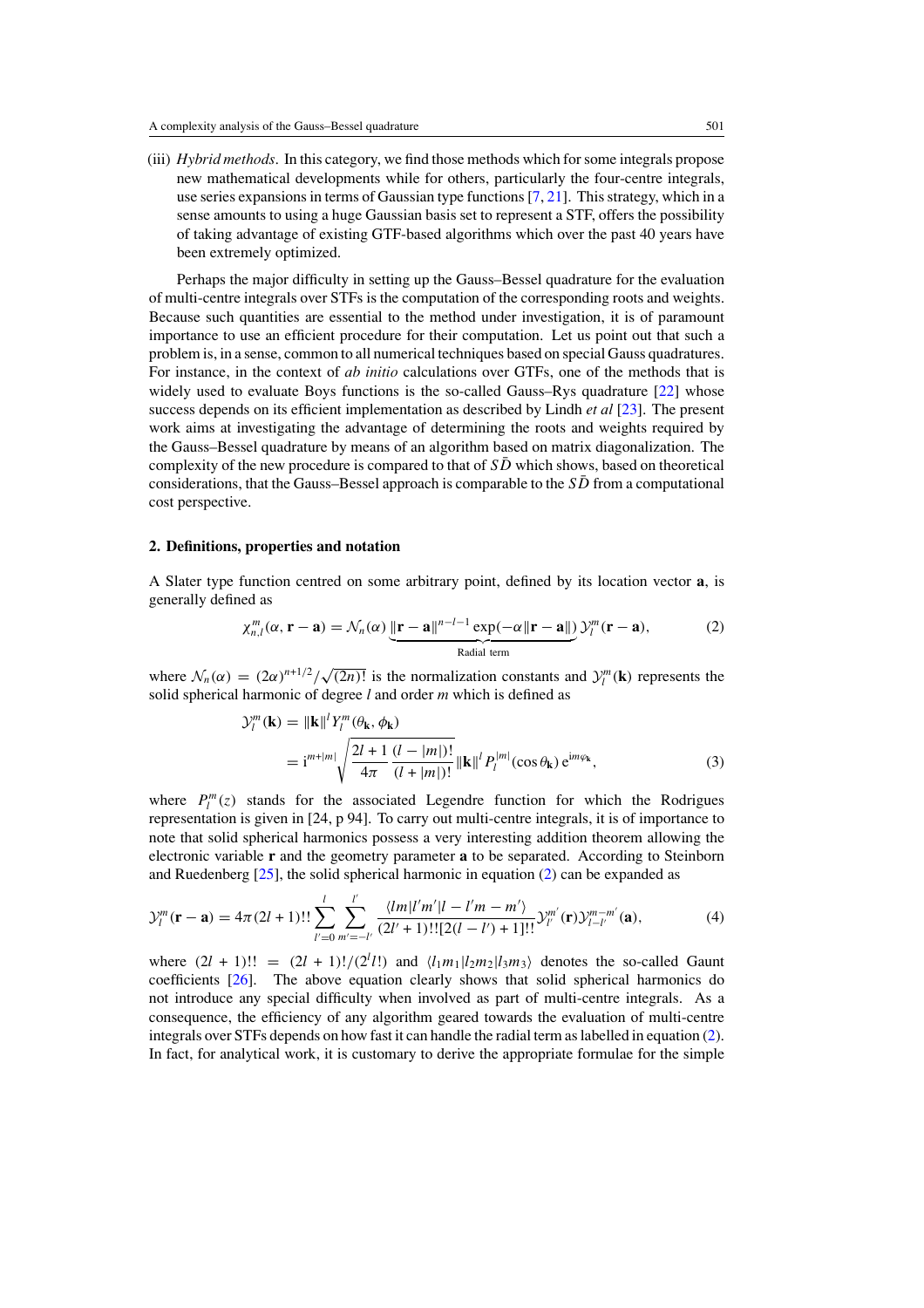(iii) *Hybrid methods*. In this category, we find those methods which for some integrals propose new mathematical developments while for others, particularly the four-centre integrals, use series expansions in terms of Gaussian type functions [7, 21]. This strategy, which in a sense amounts to using a huge Gaussian basis set to represent a STF, offers the possibility of taking advantage of existing GTF-based algorithms which over the past 40 years have been extremely optimized.

Perhaps the major difficulty in setting up the Gauss–Bessel quadrature for the evaluation of multi-centre integrals over STFs is the computation of the corresponding roots and weights. Because such quantities are essential to the method under investigation, it is of paramount importance to use an efficient procedure for their computation. Let us point out that such a problem is, in a sense, common to all numerical techniques based on special Gauss quadratures. For instance, in the context of *ab initio* calculations over GTFs, one of the methods that is widely used to evaluate Boys functions is the so-called Gauss–Rys quadrature [22] whose success depends on its efficient implementation as described by Lindh *et al* [23]. The present work aims at investigating the advantage of determining the roots and weights required by the Gauss–Bessel quadrature by means of an algorithm based on matrix diagonalization. The complexity of the new procedure is compared to that of $S\bar{D}$ which shows, based on theoretical considerations, that the Gauss–Bessel approach is comparable to the $S\bar{D}$ from a computational cost perspective.

## 2. Definitions, properties and notation

A Slater type function centred on some arbitrary point, defined by its location vector $\mathbf{a}$, is generally defined as

$$\chi_{n,l}^{m}(\alpha, \mathbf{r}-\mathbf{a}) = \mathcal{N}_n(\alpha) \underbrace{\|\mathbf{r}-\mathbf{a}\|^{n-l-1} \exp(-\alpha\|\mathbf{r}-\mathbf{a}\|)}_{\text{Radial term}} \mathcal{Y}_l^m(\mathbf{r}-\mathbf{a}), \tag{2}$$

where $\mathcal{N}_n(\alpha) = (2\alpha)^{n+1/2}/\sqrt{(2n)!}$ is the normalization constants and $\mathcal{Y}_l^m(\mathbf{k})$ represents the solid spherical harmonic of degree $l$ and order $m$ which is defined as

$$\begin{aligned}\mathcal{Y}_l^m(\mathbf{k}) &= \|\mathbf{k}\|^l Y_l^m(\theta_{\mathbf{k}}, \phi_{\mathbf{k}}) \\ &= \mathrm{i}^{m+|m|}\sqrt{\frac{2l+1}{4\pi}\frac{(l-|m|)!}{(l+|m|)!}}\|\mathbf{k}\|^l P_l^{|m|}(\cos\theta_{\mathbf{k}})\,\mathrm{e}^{\mathrm{i}m\varphi_{\mathbf{k}}},\end{aligned} \tag{3}$$

where $P_l^m(z)$ stands for the associated Legendre function for which the Rodrigues representation is given in [24, p 94]. To carry out multi-centre integrals, it is of importance to note that solid spherical harmonics possess a very interesting addition theorem allowing the electronic variable $\mathbf{r}$ and the geometry parameter $\mathbf{a}$ to be separated. According to Steinborn and Ruedenberg [25], the solid spherical harmonic in equation (2) can be expanded as

$$\mathcal{Y}_l^m(\mathbf{r}-\mathbf{a}) = 4\pi(2l+1)!!\sum_{l'=0}^{l}\sum_{m'=-l'}^{l'}\frac{\langle lm|l'm'|l-l'm-m'\rangle}{(2l'+1)!![2(l-l')+1]!!}\mathcal{Y}_{l'}^{m'}(\mathbf{r})\mathcal{Y}_{l-l'}^{m-m'}(\mathbf{a}), \tag{4}$$

where $(2l+1)!! = (2l+1)!/(2^l l!)$ and $\langle l_1m_1|l_2m_2|l_3m_3\rangle$ denotes the so-called Gaunt coefficients [26]. The above equation clearly shows that solid spherical harmonics do not introduce any special difficulty when involved as part of multi-centre integrals. As a consequence, the efficiency of any algorithm geared towards the evaluation of multi-centre integrals over STFs depends on how fast it can handle the radial term as labelled in equation (2). In fact, for analytical work, it is customary to derive the appropriate formulae for the simple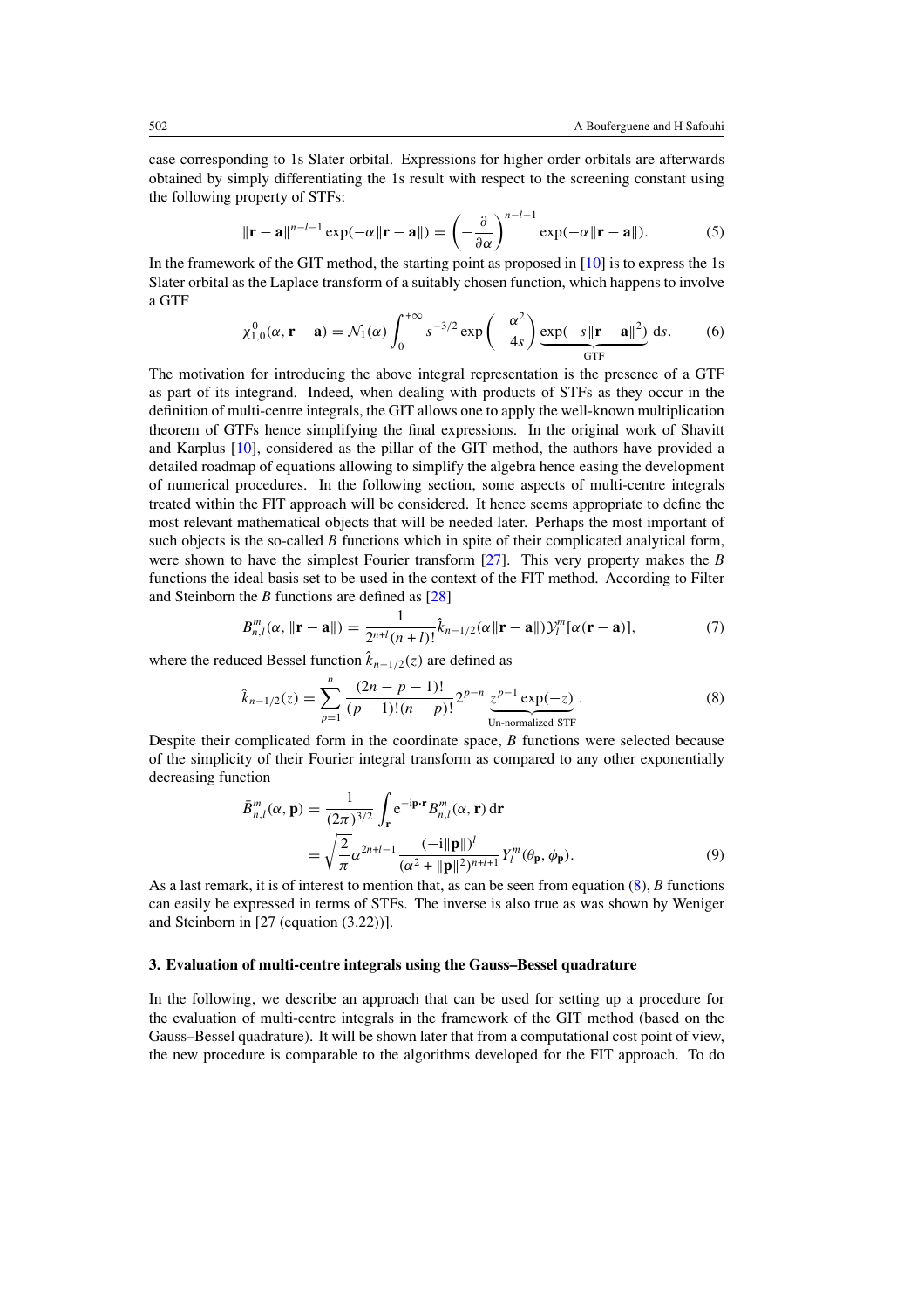case corresponding to 1s Slater orbital. Expressions for higher order orbitals are afterwards obtained by simply differentiating the 1s result with respect to the screening constant using the following property of STFs:

$$\|\mathbf{r}-\mathbf{a}\|^{n-l-1}\exp(-\alpha\|\mathbf{r}-\mathbf{a}\|) = \left(-\frac{\partial}{\partial\alpha}\right)^{n-l-1}\exp(-\alpha\|\mathbf{r}-\mathbf{a}\|). \tag{5}$$

In the framework of the GIT method, the starting point as proposed in [10] is to express the 1s Slater orbital as the Laplace transform of a suitably chosen function, which happens to involve a GTF

$$\chi_{1,0}^{0}(\alpha,\mathbf{r}-\mathbf{a}) = \mathcal{N}_1(\alpha)\int_0^{+\infty} s^{-3/2}\exp\left(-\frac{\alpha^2}{4s}\right)\underbrace{\exp(-s\|\mathbf{r}-\mathbf{a}\|^2)}_{\text{GTF}}\,\mathrm{d}s. \tag{6}$$

The motivation for introducing the above integral representation is the presence of a GTF as part of its integrand. Indeed, when dealing with products of STFs as they occur in the definition of multi-centre integrals, the GIT allows one to apply the well-known multiplication theorem of GTFs hence simplifying the final expressions. In the original work of Shavitt and Karplus [10], considered as the pillar of the GIT method, the authors have provided a detailed roadmap of equations allowing to simplify the algebra hence easing the development of numerical procedures. In the following section, some aspects of multi-centre integrals treated within the FIT approach will be considered. It hence seems appropriate to define the most relevant mathematical objects that will be needed later. Perhaps the most important of such objects is the so-called $B$ functions which in spite of their complicated analytical form, were shown to have the simplest Fourier transform [27]. This very property makes the $B$ functions the ideal basis set to be used in the context of the FIT method. According to Filter and Steinborn the $B$ functions are defined as [28]

$$B_{n,l}^{m}(\alpha,\|\mathbf{r}-\mathbf{a}\|) = \frac{1}{2^{n+l}(n+l)!}\hat{k}_{n-1/2}(\alpha\|\mathbf{r}-\mathbf{a}\|)\mathcal{Y}_l^m[\alpha(\mathbf{r}-\mathbf{a})], \tag{7}$$

where the reduced Bessel function $\hat{k}_{n-1/2}(z)$ are defined as

$$\hat{k}_{n-1/2}(z) = \sum_{p=1}^{n}\frac{(2n-p-1)!}{(p-1)!(n-p)!}2^{p-n}\underbrace{z^{p-1}\exp(-z)}_{\text{Un-normalized STF}}. \tag{8}$$

Despite their complicated form in the coordinate space, $B$ functions were selected because of the simplicity of their Fourier integral transform as compared to any other exponentially decreasing function

$$\begin{aligned}\bar{B}_{n,l}^{m}(\alpha,\mathbf{p}) &= \frac{1}{(2\pi)^{3/2}}\int_{\mathbf{r}} \mathrm{e}^{-\mathrm{i}\mathbf{p}\cdot\mathbf{r}}B_{n,l}^{m}(\alpha,\mathbf{r})\,\mathrm{d}\mathbf{r}\\ &= \sqrt{\frac{2}{\pi}}\alpha^{2n+l-1}\frac{(-\mathrm{i}\|\mathbf{p}\|)^l}{(\alpha^2+\|\mathbf{p}\|^2)^{n+l+1}}Y_l^m(\theta_{\mathbf{p}},\phi_{\mathbf{p}}).\end{aligned} \tag{9}$$

As a last remark, it is of interest to mention that, as can be seen from equation (8), $B$ functions can easily be expressed in terms of STFs. The inverse is also true as was shown by Weniger and Steinborn in [27 (equation (3.22))].

### 3. Evaluation of multi-centre integrals using the Gauss–Bessel quadrature

In the following, we describe an approach that can be used for setting up a procedure for the evaluation of multi-centre integrals in the framework of the GIT method (based on the Gauss–Bessel quadrature). It will be shown later that from a computational cost point of view, the new procedure is comparable to the algorithms developed for the FIT approach. To do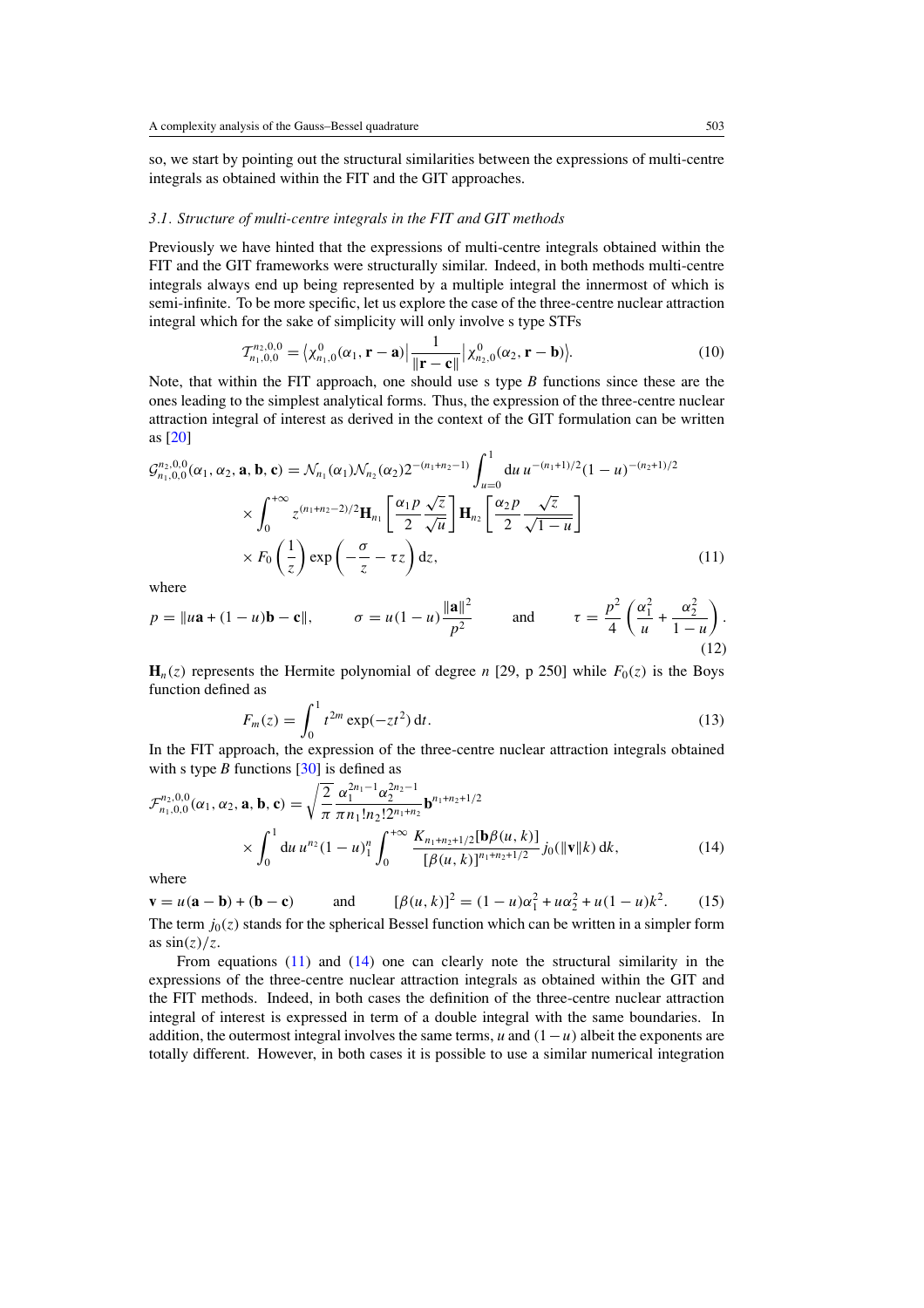so, we start by pointing out the structural similarities between the expressions of multi-centre integrals as obtained within the FIT and the GIT approaches.

### *3.1. Structure of multi-centre integrals in the FIT and GIT methods*

Previously we have hinted that the expressions of multi-centre integrals obtained within the FIT and the GIT frameworks were structurally similar. Indeed, in both methods multi-centre integrals always end up being represented by a multiple integral the innermost of which is semi-infinite. To be more specific, let us explore the case of the three-centre nuclear attraction integral which for the sake of simplicity will only involve s type STFs

$$\mathcal{I}_{n_1,0,0}^{n_2,0,0} = \left\langle \chi_{n_1,0}^{0}(\alpha_1, \mathbf{r} - \mathbf{a}) \right| \frac{1}{\|\mathbf{r} - \mathbf{c}\|} \left| \chi_{n_2,0}^{0}(\alpha_2, \mathbf{r} - \mathbf{b}) \right\rangle. \tag{10}$$

Note, that within the FIT approach, one should use s type $B$ functions since these are the ones leading to the simplest analytical forms. Thus, the expression of the three-centre nuclear attraction integral of interest as derived in the context of the GIT formulation can be written as [20]

$$\begin{aligned}
\mathcal{G}_{n_1,0,0}^{n_2,0,0}(\alpha_1, \alpha_2, \mathbf{a}, \mathbf{b}, \mathbf{c}) &= \mathcal{N}_{n_1}(\alpha_1)\mathcal{N}_{n_2}(\alpha_2)2^{-(n_1+n_2-1)} \int_{u=0}^{1} \mathrm{d}u\, u^{-(n_1+1)/2}(1-u)^{-(n_2+1)/2} \\
&\quad \times \int_{0}^{+\infty} z^{(n_1+n_2-2)/2} \mathbf{H}_{n_1}\left[\frac{\alpha_1 p}{2} \frac{\sqrt{z}}{\sqrt{u}}\right] \mathbf{H}_{n_2}\left[\frac{\alpha_2 p}{2} \frac{\sqrt{z}}{\sqrt{1-u}}\right] \\
&\quad \times F_0\left(\frac{1}{z}\right) \exp\left(-\frac{\sigma}{z} - \tau z\right) \mathrm{d}z,
\end{aligned} \tag{11}$$

where

$$p = \|u\mathbf{a} + (1-u)\mathbf{b} - \mathbf{c}\|, \qquad \sigma = u(1-u)\frac{\|\mathbf{a}\|^2}{p^2} \qquad \text{and} \qquad \tau = \frac{p^2}{4}\left(\frac{\alpha_1^2}{u} + \frac{\alpha_2^2}{1-u}\right). \tag{12}$$

$\mathbf{H}_n(z)$ represents the Hermite polynomial of degree $n$ [29, p 250] while $F_0(z)$ is the Boys function defined as

$$F_m(z) = \int_0^1 t^{2m} \exp(-zt^2)\, \mathrm{d}t. \tag{13}$$

In the FIT approach, the expression of the three-centre nuclear attraction integrals obtained with s type $B$ functions [30] is defined as

$$\begin{aligned}
\mathcal{F}_{n_1,0,0}^{n_2,0,0}(\alpha_1, \alpha_2, \mathbf{a}, \mathbf{b}, \mathbf{c}) &= \sqrt{\frac{2}{\pi}} \frac{\alpha_1^{2n_1-1}\alpha_2^{2n_2-1}}{\pi n_1! n_2! 2^{n_1+n_2}} \mathbf{b}^{n_1+n_2+1/2} \\
&\quad \times \int_0^1 \mathrm{d}u\, u^{n_2}(1-u)_1^{n} \int_0^{+\infty} \frac{K_{n_1+n_2+1/2}[\mathbf{b}\beta(u,k)]}{[\beta(u,k)]^{n_1+n_2+1/2}} j_0(\|\mathbf{v}\|k)\, \mathrm{d}k,
\end{aligned} \tag{14}$$

where

$$\mathbf{v} = u(\mathbf{a} - \mathbf{b}) + (\mathbf{b} - \mathbf{c}) \qquad \text{and} \qquad [\beta(u,k)]^2 = (1-u)\alpha_1^2 + u\alpha_2^2 + u(1-u)k^2. \tag{15}$$

The term $j_0(z)$ stands for the spherical Bessel function which can be written in a simpler form as $\sin(z)/z$.

From equations (11) and (14) one can clearly note the structural similarity in the expressions of the three-centre nuclear attraction integrals as obtained within the GIT and the FIT methods. Indeed, in both cases the definition of the three-centre nuclear attraction integral of interest is expressed in term of a double integral with the same boundaries. In addition, the outermost integral involves the same terms, $u$ and $(1-u)$ albeit the exponents are totally different. However, in both cases it is possible to use a similar numerical integration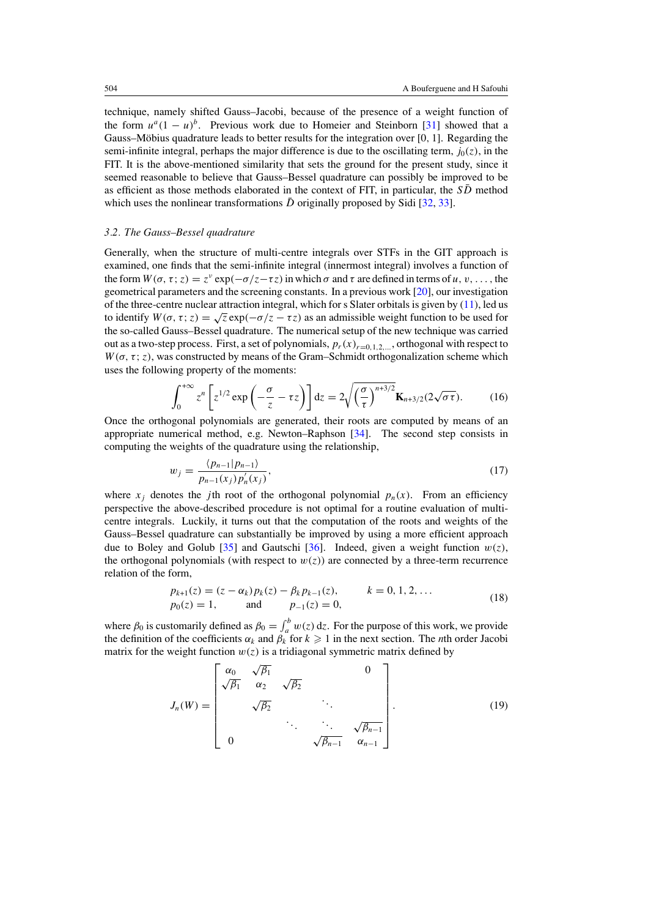technique, namely shifted Gauss–Jacobi, because of the presence of a weight function of the form $u^a(1-u)^b$. Previous work due to Homeier and Steinborn [31] showed that a Gauss–Möbius quadrature leads to better results for the integration over [0, 1]. Regarding the semi-infinite integral, perhaps the major difference is due to the oscillating term, $j_0(z)$, in the FIT. It is the above-mentioned similarity that sets the ground for the present study, since it seemed reasonable to believe that Gauss–Bessel quadrature can possibly be improved to be as efficient as those methods elaborated in the context of FIT, in particular, the $S\bar{D}$ method which uses the nonlinear transformations $\bar{D}$ originally proposed by Sidi [32, 33].

### 3.2. The Gauss–Bessel quadrature

Generally, when the structure of multi-centre integrals over STFs in the GIT approach is examined, one finds that the semi-infinite integral (innermost integral) involves a function of the form $W(\sigma, \tau; z) = z^{\nu}\exp(-\sigma/z - \tau z)$ in which $\sigma$ and $\tau$ are defined in terms of $u, v, \ldots$, the geometrical parameters and the screening constants. In a previous work [20], our investigation of the three-centre nuclear attraction integral, which for s Slater orbitals is given by (11), led us to identify $W(\sigma, \tau; z) = \sqrt{z}\exp(-\sigma/z - \tau z)$ as an admissible weight function to be used for the so-called Gauss–Bessel quadrature. The numerical setup of the new technique was carried out as a two-step process. First, a set of polynomials, $p_r(x)_{r=0,1,2,\ldots}$, orthogonal with respect to $W(\sigma, \tau; z)$, was constructed by means of the Gram–Schmidt orthogonalization scheme which uses the following property of the moments:

$$\int_0^{+\infty} z^n \left[ z^{1/2} \exp\left( -\frac{\sigma}{z} - \tau z \right) \right] \mathrm{d}z = 2\sqrt{\left(\frac{\sigma}{\tau}\right)^{n+3/2}} \mathbf{K}_{n+3/2}(2\sqrt{\sigma\tau}). \tag{16}$$

Once the orthogonal polynomials are generated, their roots are computed by means of an appropriate numerical method, e.g. Newton–Raphson [34]. The second step consists in computing the weights of the quadrature using the relationship,

$$w_j = \frac{\langle p_{n-1} | p_{n-1} \rangle}{p_{n-1}(x_j)\, p_n'(x_j)}, \tag{17}$$

where $x_j$ denotes the $j$th root of the orthogonal polynomial $p_n(x)$. From an efficiency perspective the above-described procedure is not optimal for a routine evaluation of multi-centre integrals. Luckily, it turns out that the computation of the roots and weights of the Gauss–Bessel quadrature can substantially be improved by using a more efficient approach due to Boley and Golub [35] and Gautschi [36]. Indeed, given a weight function $w(z)$, the orthogonal polynomials (with respect to $w(z)$) are connected by a three-term recurrence relation of the form,

$$\begin{aligned} &p_{k+1}(z) = (z - \alpha_k)\, p_k(z) - \beta_k\, p_{k-1}(z), \qquad k = 0, 1, 2, \ldots \\ &p_0(z) = 1, \qquad \text{and} \qquad p_{-1}(z) = 0, \end{aligned} \tag{18}$$

where $\beta_0$ is customarily defined as $\beta_0 = \int_a^b w(z)\,\mathrm{d}z$. For the purpose of this work, we provide the definition of the coefficients $\alpha_k$ and $\beta_k$ for $k \geqslant 1$ in the next section. The $n$th order Jacobi matrix for the weight function $w(z)$ is a tridiagonal symmetric matrix defined by

$$J_n(W) = \begin{bmatrix} \alpha_0 & \sqrt{\beta_1} & & & 0 \\ \sqrt{\beta_1} & \alpha_2 & \sqrt{\beta_2} & & \\ & \sqrt{\beta_2} & & \ddots & \\ & & \ddots & \ddots & \sqrt{\beta_{n-1}} \\ 0 & & & \sqrt{\beta_{n-1}} & \alpha_{n-1} \end{bmatrix}. \tag{19}$$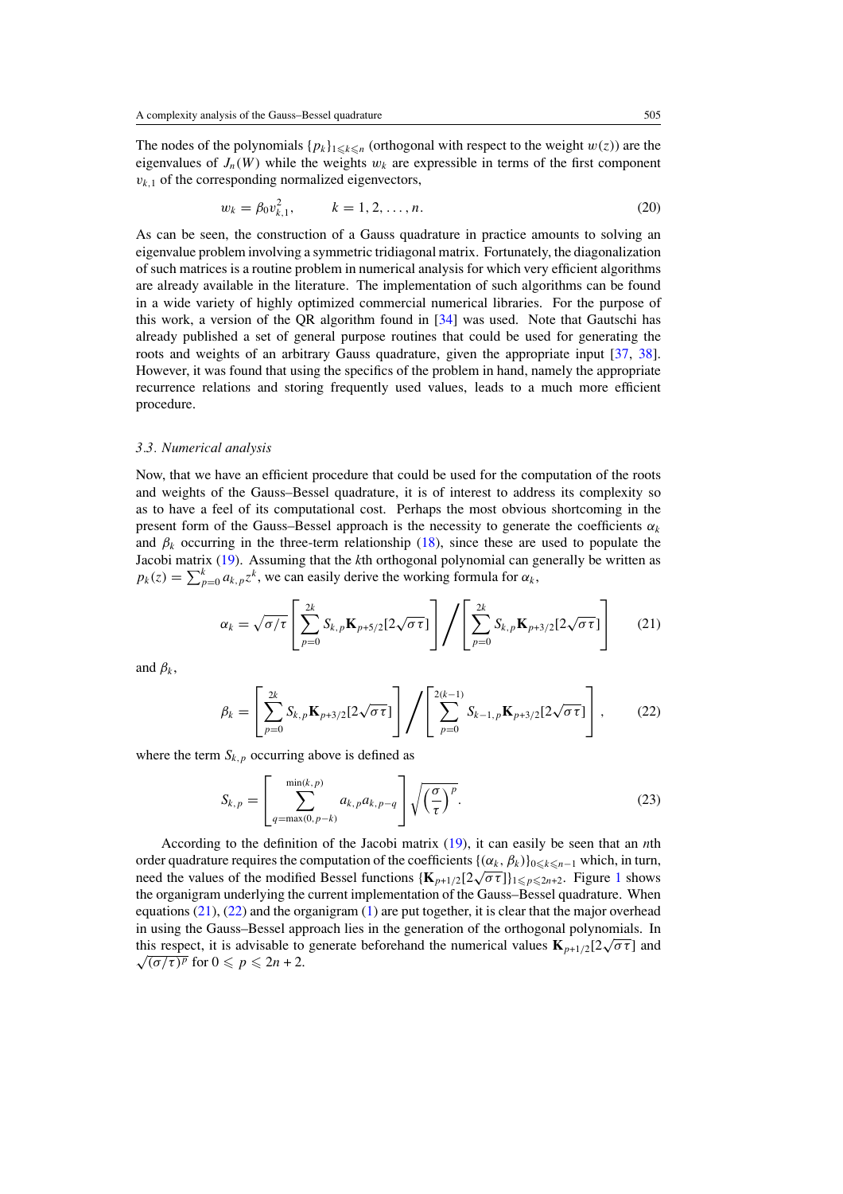The nodes of the polynomials $\{p_k\}_{1\leqslant k\leqslant n}$ (orthogonal with respect to the weight $w(z)$) are the eigenvalues of $J_n(W)$ while the weights $w_k$ are expressible in terms of the first component $v_{k,1}$ of the corresponding normalized eigenvectors,

$$w_k = \beta_0 v_{k,1}^2, \qquad k = 1, 2, \ldots, n. \tag{20}$$

As can be seen, the construction of a Gauss quadrature in practice amounts to solving an eigenvalue problem involving a symmetric tridiagonal matrix. Fortunately, the diagonalization of such matrices is a routine problem in numerical analysis for which very efficient algorithms are already available in the literature. The implementation of such algorithms can be found in a wide variety of highly optimized commercial numerical libraries. For the purpose of this work, a version of the QR algorithm found in [34] was used. Note that Gautschi has already published a set of general purpose routines that could be used for generating the roots and weights of an arbitrary Gauss quadrature, given the appropriate input [37, 38]. However, it was found that using the specifics of the problem in hand, namely the appropriate recurrence relations and storing frequently used values, leads to a much more efficient procedure.

### *3.3. Numerical analysis*

Now, that we have an efficient procedure that could be used for the computation of the roots and weights of the Gauss–Bessel quadrature, it is of interest to address its complexity so as to have a feel of its computational cost. Perhaps the most obvious shortcoming in the present form of the Gauss–Bessel approach is the necessity to generate the coefficients $\alpha_k$ and $\beta_k$ occurring in the three-term relationship (18), since these are used to populate the Jacobi matrix (19). Assuming that the $k$th orthogonal polynomial can generally be written as $p_k(z) = \sum_{p=0}^{k} a_{k,p} z^k$, we can easily derive the working formula for $\alpha_k$,

$$\alpha_k = \sqrt{\sigma/\tau}\left[\sum_{p=0}^{2k} S_{k,p}\mathbf{K}_{p+5/2}[2\sqrt{\sigma\tau}]\right]\Bigg/\left[\sum_{p=0}^{2k} S_{k,p}\mathbf{K}_{p+3/2}[2\sqrt{\sigma\tau}]\right] \tag{21}$$

and $\beta_k$,

$$\beta_k = \left[\sum_{p=0}^{2k} S_{k,p}\mathbf{K}_{p+3/2}[2\sqrt{\sigma\tau}]\right]\Bigg/\left[\sum_{p=0}^{2(k-1)} S_{k-1,p}\mathbf{K}_{p+3/2}[2\sqrt{\sigma\tau}]\right], \tag{22}$$

where the term $S_{k,p}$ occurring above is defined as

$$S_{k,p} = \left[\sum_{q=\max(0,p-k)}^{\min(k,p)} a_{k,p}a_{k,p-q}\right]\sqrt{\left(\frac{\sigma}{\tau}\right)^p}. \tag{23}$$

According to the definition of the Jacobi matrix (19), it can easily be seen that an $n$th order quadrature requires the computation of the coefficients $\{(\alpha_k, \beta_k)\}_{0\leqslant k\leqslant n-1}$ which, in turn, need the values of the modified Bessel functions $\{\mathbf{K}_{p+1/2}[2\sqrt{\sigma\tau}]\}_{1\leqslant p\leqslant 2n+2}$. Figure 1 shows the organigram underlying the current implementation of the Gauss–Bessel quadrature. When equations (21), (22) and the organigram (1) are put together, it is clear that the major overhead in using the Gauss–Bessel approach lies in the generation of the orthogonal polynomials. In this respect, it is advisable to generate beforehand the numerical values $\mathbf{K}_{p+1/2}[2\sqrt{\sigma\tau}]$ and $\sqrt{(\sigma/\tau)^p}$ for $0 \leqslant p \leqslant 2n+2$.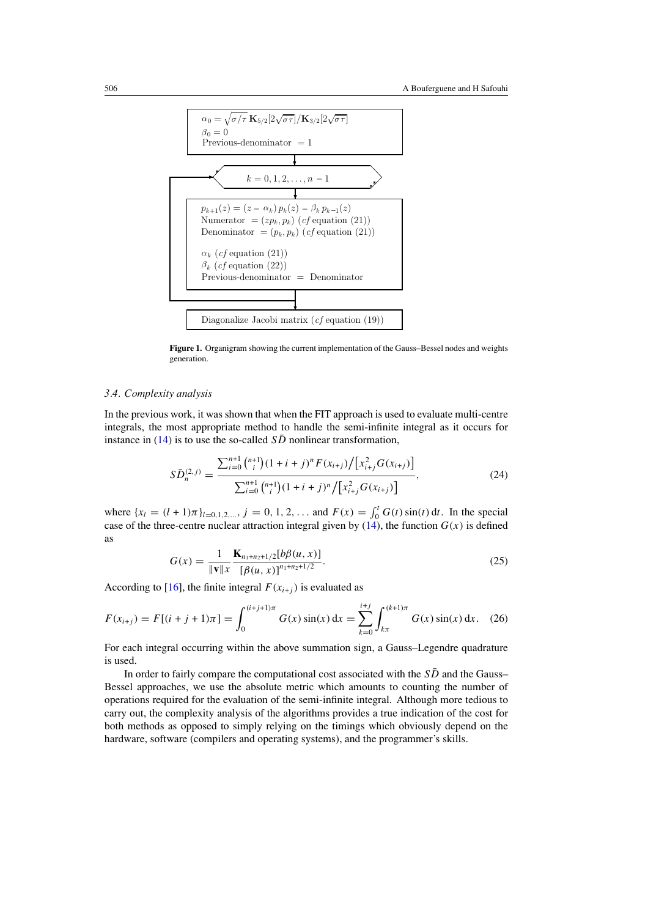$\alpha_0 = \sqrt{\sigma/\tau}\, \mathbf{K}_{5/2}[2\sqrt{\sigma\tau}]/\mathbf{K}_{3/2}[2\sqrt{\sigma\tau}]$

$\beta_0 = 0$

Previous-denominator $= 1$

$k = 0, 1, 2, \ldots, n-1$

$p_{k+1}(z) = (z - \alpha_k)\, p_k(z) - \beta_k\, p_{k-1}(z)$

Numerator $= (zp_k, p_k)$ (*cf* equation (21))

Denominator $= (p_k, p_k)$ (*cf* equation (21))

$\alpha_k$ (*cf* equation (21))

$\beta_k$ (*cf* equation (22))

Previous-denominator $=$ Denominator

Diagonalize Jacobi matrix (*cf* equation (19))

**Figure 1.** Organigram showing the current implementation of the Gauss–Bessel nodes and weights generation.

### *3.4. Complexity analysis*

In the previous work, it was shown that when the FIT approach is used to evaluate multi-centre integrals, the most appropriate method to handle the semi-infinite integral as it occurs for instance in (14) is to use the so-called $S\bar{D}$ nonlinear transformation,

$$S\bar{D}_n^{(2,j)} = \frac{\sum_{i=0}^{n+1} \binom{n+1}{i} (1+i+j)^n F(x_{i+j}) \big/ \left[x_{i+j}^2 G(x_{i+j})\right]}{\sum_{i=0}^{n+1} \binom{n+1}{i} (1+i+j)^n \big/ \left[x_{i+j}^2 G(x_{i+j})\right]}, \tag{24}$$

where $\{x_l = (l+1)\pi\}_{l=0,1,2,\ldots}$, $j = 0, 1, 2, \ldots$ and $F(x) = \int_0^t G(t)\sin(t)\,\mathrm{d}t$. In the special case of the three-centre nuclear attraction integral given by (14), the function $G(x)$ is defined as

$$G(x) = \frac{1}{\|\mathbf{v}\| x} \frac{\mathbf{K}_{n_1+n_2+1/2}[b\beta(u,x)]}{[\beta(u,x)]^{n_1+n_2+1/2}}. \tag{25}$$

According to [16], the finite integral $F(x_{i+j})$ is evaluated as

$$F(x_{i+j}) = F[(i+j+1)\pi] = \int_0^{(i+j+1)\pi} G(x)\sin(x)\,\mathrm{d}x = \sum_{k=0}^{i+j} \int_{k\pi}^{(k+1)\pi} G(x)\sin(x)\,\mathrm{d}x. \tag{26}$$

For each integral occurring within the above summation sign, a Gauss–Legendre quadrature is used.

In order to fairly compare the computational cost associated with the $S\bar{D}$ and the Gauss–Bessel approaches, we use the absolute metric which amounts to counting the number of operations required for the evaluation of the semi-infinite integral. Although more tedious to carry out, the complexity analysis of the algorithms provides a true indication of the cost for both methods as opposed to simply relying on the timings which obviously depend on the hardware, software (compilers and operating systems), and the programmer's skills.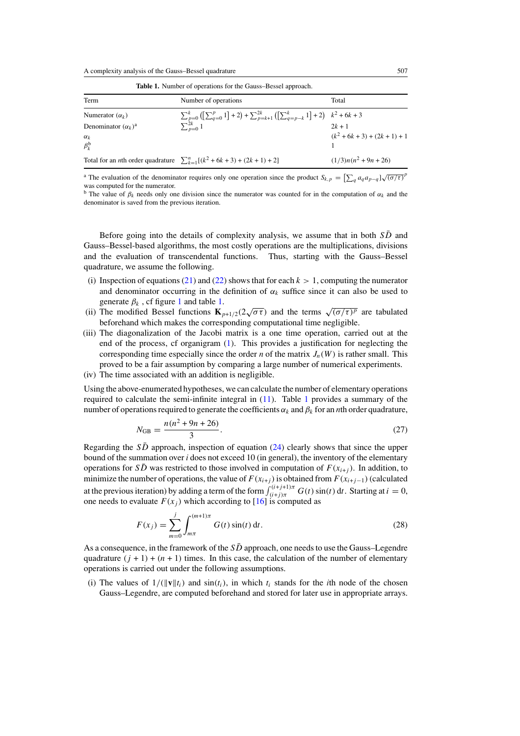**Table 1.** Number of operations for the Gauss–Bessel approach.

| Term | Number of operations | Total |
|---|---|---|
| Numerator ($\alpha_k$) | $\sum_{p=0}^{k}\left(\left[\sum_{q=0}^{p} 1\right]+2\right)+\sum_{p=k+1}^{2k}\left(\left[\sum_{q=p-k}^{k} 1\right]+2\right)$ | $k^2+6k+3$ |
| Denominator ($\alpha_k$)[a] | $\sum_{p=0}^{2k} 1$ | $2k+1$ |
| $\alpha_k$ | | $(k^2+6k+3)+(2k+1)+1$ |
| $\beta_k^{\text{b}}$ | | 1 |
| Total for an $n$th order quadrature | $\sum_{k=1}^{n}[(k^2+6k+3)+(2k+1)+2]$ | $(1/3)n(n^2+9n+26)$ |

[a] The evaluation of the denominator requires only one operation since the product $S_{k,p}=\left[\sum_q a_q a_{p-q}\right]\sqrt{(\sigma/\tau)}^p$ was computed for the numerator.

[b] The value of $\beta_k$ needs only one division since the numerator was counted for in the computation of $\alpha_k$ and the denominator is saved from the previous iteration.

Before going into the details of complexity analysis, we assume that in both $S\bar{D}$ and Gauss–Bessel-based algorithms, the most costly operations are the multiplications, divisions and the evaluation of transcendental functions. Thus, starting with the Gauss–Bessel quadrature, we assume the following.

(i) Inspection of equations (21) and (22) shows that for each $k>1$, computing the numerator and denominator occurring in the definition of $\alpha_k$ suffice since it can also be used to generate $\beta_k$, cf figure 1 and table 1.

(ii) The modified Bessel functions $\mathbf{K}_{p+1/2}(2\sqrt{\sigma\tau})$ and the terms $\sqrt{(\sigma/\tau)^p}$ are tabulated beforehand which makes the corresponding computational time negligible.

(iii) The diagonalization of the Jacobi matrix is a one time operation, carried out at the end of the process, cf organigram (1). This provides a justification for neglecting the corresponding time especially since the order $n$ of the matrix $J_n(W)$ is rather small. This proved to be a fair assumption by comparing a large number of numerical experiments.

(iv) The time associated with an addition is negligible.

Using the above-enumerated hypotheses, we can calculate the number of elementary operations required to calculate the semi-infinite integral in (11). Table 1 provides a summary of the number of operations required to generate the coefficients $\alpha_k$ and $\beta_k$ for an $n$th order quadrature,

$$N_{\text{GB}}=\frac{n(n^2+9n+26)}{3}. \tag{27}$$

Regarding the $S\bar{D}$ approach, inspection of equation (24) clearly shows that since the upper bound of the summation over $i$ does not exceed 10 (in general), the inventory of the elementary operations for $S\bar{D}$ was restricted to those involved in computation of $F(x_{i+j})$. In addition, to minimize the number of operations, the value of $F(x_{i+j})$ is obtained from $F(x_{i+j-1})$ (calculated at the previous iteration) by adding a term of the form $\int_{(i+j)\pi}^{(i+j+1)\pi} G(t)\sin(t)\,\mathrm{d}t$. Starting at $i=0$, one needs to evaluate $F(x_j)$ which according to [16] is computed as

$$F(x_j)=\sum_{m=0}^{j}\int_{m\pi}^{(m+1)\pi} G(t)\sin(t)\,\mathrm{d}t. \tag{28}$$

As a consequence, in the framework of the $S\bar{D}$ approach, one needs to use the Gauss–Legendre quadrature $(j+1)+(n+1)$ times. In this case, the calculation of the number of elementary operations is carried out under the following assumptions.

(i) The values of $1/(\|\mathbf{v}\|t_i)$ and $\sin(t_i)$, in which $t_i$ stands for the $i$th node of the chosen Gauss–Legendre, are computed beforehand and stored for later use in appropriate arrays.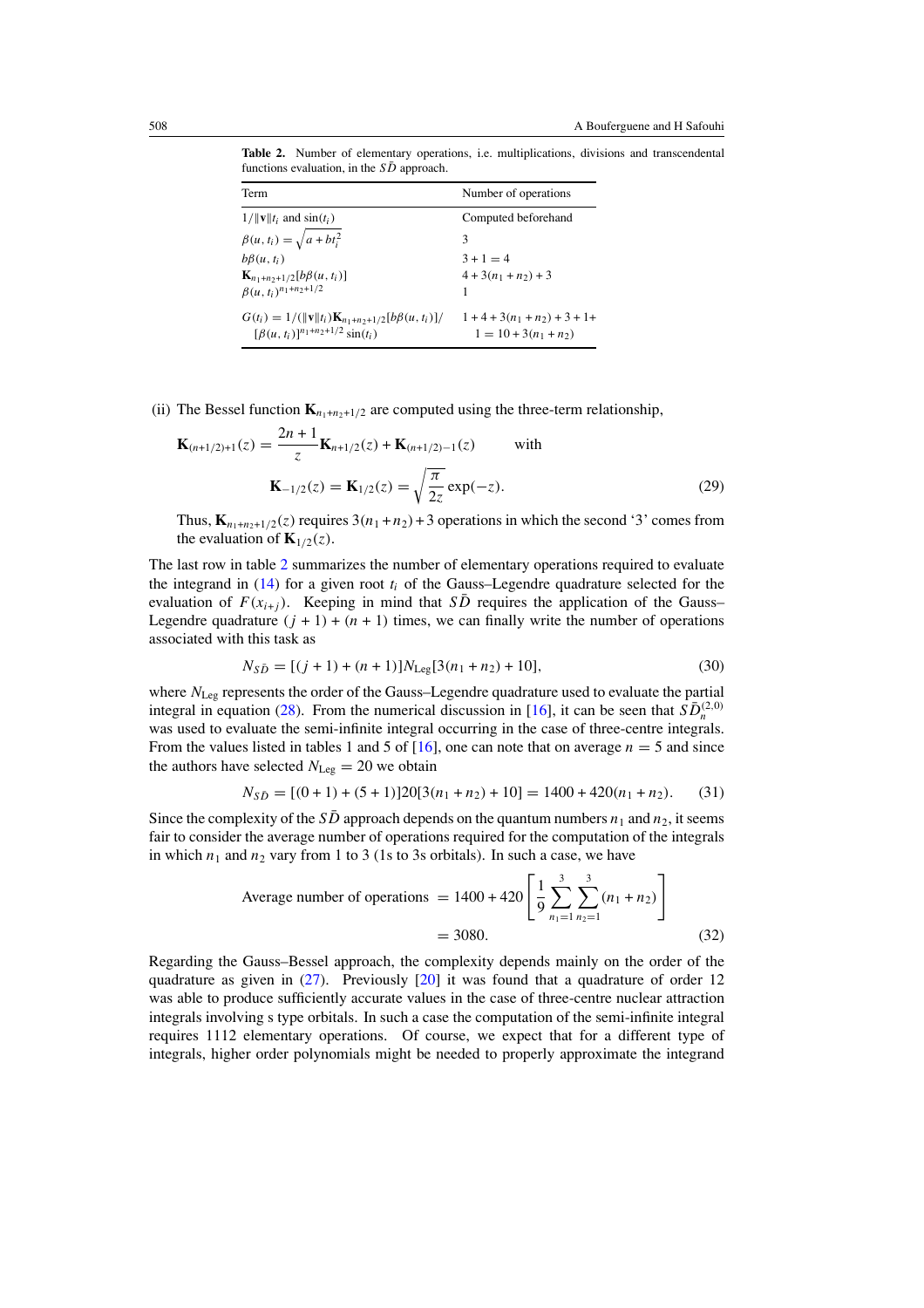**Table 2.** Number of elementary operations, i.e. multiplications, divisions and transcendental functions evaluation, in the $S\bar{D}$ approach.

| Term | Number of operations |
|---|---|
| $1/\|\mathbf{v}\|t_i$ and $\sin(t_i)$ | Computed beforehand |
| $\beta(u,t_i) = \sqrt{a + bt_i^2}$ | 3 |
| $b\beta(u,t_i)$ | $3 + 1 = 4$ |
| $\mathbf{K}_{n_1+n_2+1/2}[b\beta(u,t_i)]$ | $4 + 3(n_1+n_2) + 3$ |
| $\beta(u,t_i)^{n_1+n_2+1/2}$ | 1 |
| $G(t_i) = 1/(\|\mathbf{v}\|t_i)\mathbf{K}_{n_1+n_2+1/2}[b\beta(u,t_i)]/ [\beta(u,t_i)]^{n_1+n_2+1/2}\sin(t_i)$ | $1 + 4 + 3(n_1+n_2) + 3 + 1 + 1 = 10 + 3(n_1+n_2)$ |

(ii) The Bessel function $\mathbf{K}_{n_1+n_2+1/2}$ are computed using the three-term relationship,

$$\mathbf{K}_{(n+1/2)+1}(z) = \frac{2n+1}{z}\mathbf{K}_{n+1/2}(z) + \mathbf{K}_{(n+1/2)-1}(z) \qquad \text{with}$$
$$\mathbf{K}_{-1/2}(z) = \mathbf{K}_{1/2}(z) = \sqrt{\frac{\pi}{2z}}\exp(-z). \tag{29}$$

Thus, $\mathbf{K}_{n_1+n_2+1/2}(z)$ requires $3(n_1+n_2)+3$ operations in which the second '3' comes from the evaluation of $\mathbf{K}_{1/2}(z)$.

The last row in table 2 summarizes the number of elementary operations required to evaluate the integrand in (14) for a given root $t_i$ of the Gauss–Legendre quadrature selected for the evaluation of $F(x_{i+j})$. Keeping in mind that $S\bar{D}$ requires the application of the Gauss–Legendre quadrature $(j+1)+(n+1)$ times, we can finally write the number of operations associated with this task as

$$N_{S\bar{D}} = [(j+1)+(n+1)]N_{\text{Leg}}[3(n_1+n_2)+10], \tag{30}$$

where $N_{\text{Leg}}$ represents the order of the Gauss–Legendre quadrature used to evaluate the partial integral in equation (28). From the numerical discussion in [16], it can be seen that $S\bar{D}_n^{(2,0)}$ was used to evaluate the semi-infinite integral occurring in the case of three-centre integrals. From the values listed in tables 1 and 5 of [16], one can note that on average $n = 5$ and since the authors have selected $N_{\text{Leg}} = 20$ we obtain

$$N_{S\bar{D}} = [(0+1)+(5+1)]20[3(n_1+n_2)+10] = 1400 + 420(n_1+n_2). \tag{31}$$

Since the complexity of the $S\bar{D}$ approach depends on the quantum numbers $n_1$ and $n_2$, it seems fair to consider the average number of operations required for the computation of the integrals in which $n_1$ and $n_2$ vary from 1 to 3 (1s to 3s orbitals). In such a case, we have

$$\begin{aligned}\text{Average number of operations } &= 1400 + 420\left[\frac{1}{9}\sum_{n_1=1}^{3}\sum_{n_2=1}^{3}(n_1+n_2)\right] \\ &= 3080.\end{aligned} \tag{32}$$

Regarding the Gauss–Bessel approach, the complexity depends mainly on the order of the quadrature as given in (27). Previously [20] it was found that a quadrature of order 12 was able to produce sufficiently accurate values in the case of three-centre nuclear attraction integrals involving s type orbitals. In such a case the computation of the semi-infinite integral requires 1112 elementary operations. Of course, we expect that for a different type of integrals, higher order polynomials might be needed to properly approximate the integrand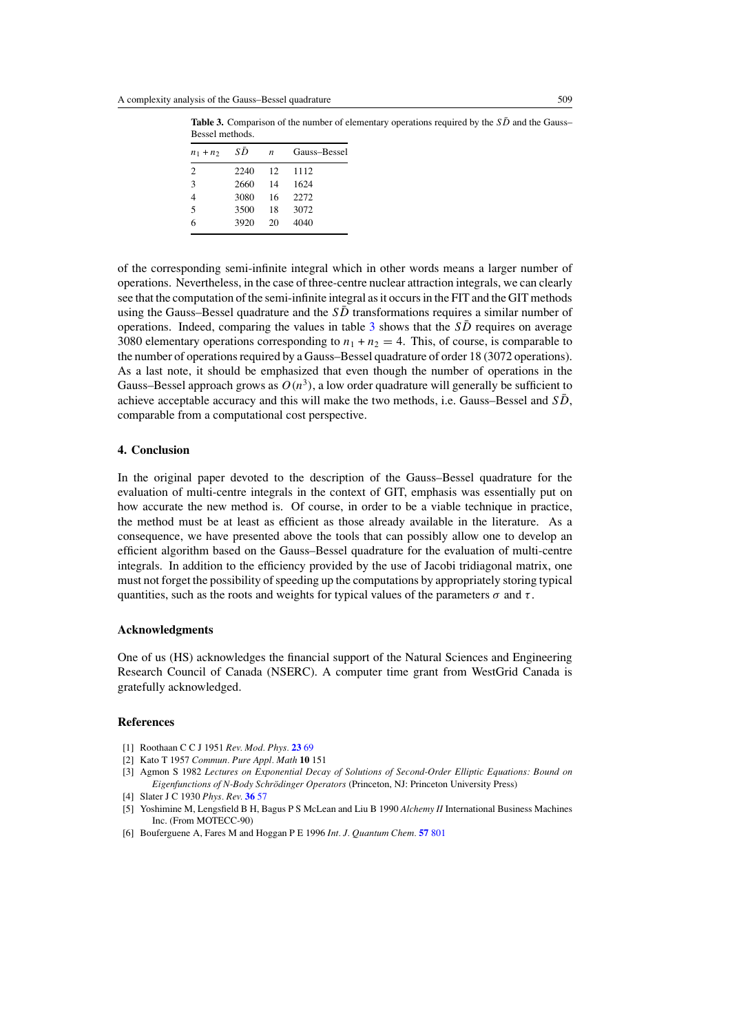**Table 3.** Comparison of the number of elementary operations required by the $S\bar{D}$ and the Gauss–Bessel methods.

| $n_1 + n_2$ | $S\bar{D}$ | $n$ | Gauss–Bessel |
|---|---|---|---|
| 2 | 2240 | 12 | 1112 |
| 3 | 2660 | 14 | 1624 |
| 4 | 3080 | 16 | 2272 |
| 5 | 3500 | 18 | 3072 |
| 6 | 3920 | 20 | 4040 |

of the corresponding semi-infinite integral which in other words means a larger number of operations. Nevertheless, in the case of three-centre nuclear attraction integrals, we can clearly see that the computation of the semi-infinite integral as it occurs in the FIT and the GIT methods using the Gauss–Bessel quadrature and the $S\bar{D}$ transformations requires a similar number of operations. Indeed, comparing the values in table 3 shows that the $S\bar{D}$ requires on average 3080 elementary operations corresponding to $n_1 + n_2 = 4$. This, of course, is comparable to the number of operations required by a Gauss–Bessel quadrature of order 18 (3072 operations). As a last note, it should be emphasized that even though the number of operations in the Gauss–Bessel approach grows as $O(n^3)$, a low order quadrature will generally be sufficient to achieve acceptable accuracy and this will make the two methods, i.e. Gauss–Bessel and $S\bar{D}$, comparable from a computational cost perspective.

## 4. Conclusion

In the original paper devoted to the description of the Gauss–Bessel quadrature for the evaluation of multi-centre integrals in the context of GIT, emphasis was essentially put on how accurate the new method is. Of course, in order to be a viable technique in practice, the method must be at least as efficient as those already available in the literature. As a consequence, we have presented above the tools that can possibly allow one to develop an efficient algorithm based on the Gauss–Bessel quadrature for the evaluation of multi-centre integrals. In addition to the efficiency provided by the use of Jacobi tridiagonal matrix, one must not forget the possibility of speeding up the computations by appropriately storing typical quantities, such as the roots and weights for typical values of the parameters $\sigma$ and $\tau$.

### Acknowledgments

One of us (HS) acknowledges the financial support of the Natural Sciences and Engineering Research Council of Canada (NSERC). A computer time grant from WestGrid Canada is gratefully acknowledged.

### References

[1] Roothaan C C J 1951 *Rev. Mod. Phys.* **23** 69

[2] Kato T 1957 *Commun. Pure Appl. Math* **10** 151

[3] Agmon S 1982 *Lectures on Exponential Decay of Solutions of Second-Order Elliptic Equations: Bound on Eigenfunctions of N-Body Schrödinger Operators* (Princeton, NJ: Princeton University Press)

[4] Slater J C 1930 *Phys. Rev.* **36** 57

[5] Yoshimine M, Lengsfield B H, Bagus P S McLean and Liu B 1990 *Alchemy II* International Business Machines Inc. (From MOTECC-90)

[6] Bouferguene A, Fares M and Hoggan P E 1996 *Int. J. Quantum Chem.* **57** 801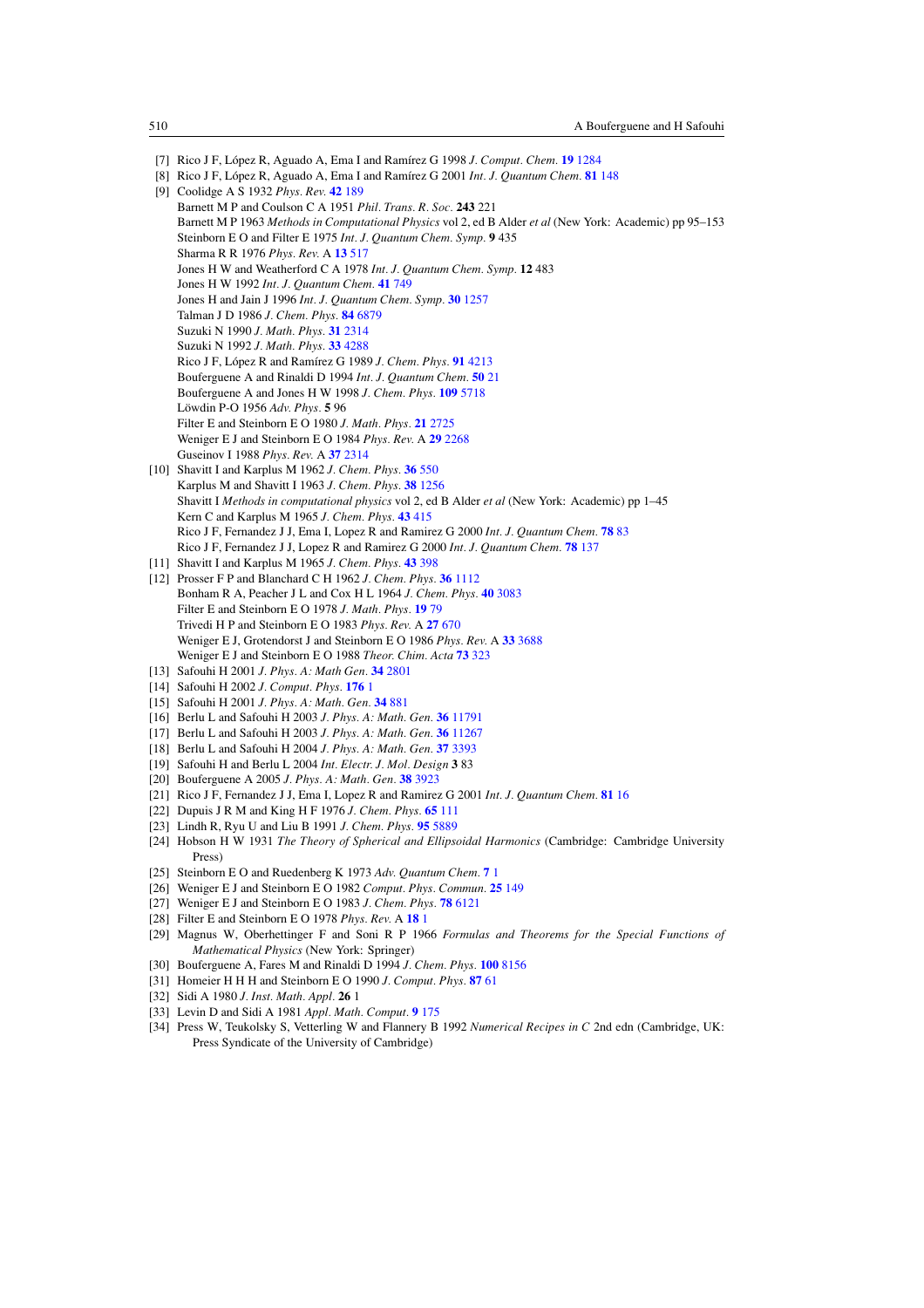[7] Rico J F, López R, Aguado A, Ema I and Ramírez G 1998 *J. Comput. Chem.* **19** 1284

[8] Rico J F, López R, Aguado A, Ema I and Ramírez G 2001 *Int. J. Quantum Chem.* **81** 148

[9] Coolidge A S 1932 *Phys. Rev.* **42** 189
Barnett M P and Coulson C A 1951 *Phil. Trans. R. Soc.* **243** 221
Barnett M P 1963 *Methods in Computational Physics* vol 2, ed B Alder *et al* (New York: Academic) pp 95–153
Steinborn E O and Filter E 1975 *Int. J. Quantum Chem. Symp.* **9** 435
Sharma R R 1976 *Phys. Rev.* A **13** 517
Jones H W and Weatherford C A 1978 *Int. J. Quantum Chem. Symp.* **12** 483
Jones H W 1992 *Int. J. Quantum Chem.* **41** 749
Jones H and Jain J 1996 *Int. J. Quantum Chem. Symp.* **30** 1257
Talman J D 1986 *J. Chem. Phys.* **84** 6879
Suzuki N 1990 *J. Math. Phys.* **31** 2314
Suzuki N 1992 *J. Math. Phys.* **33** 4288
Rico J F, López R and Ramírez G 1989 *J. Chem. Phys.* **91** 4213
Bouferguene A and Rinaldi D 1994 *Int. J. Quantum Chem.* **50** 21
Bouferguene A and Jones H W 1998 *J. Chem. Phys.* **109** 5718
Löwdin P-O 1956 *Adv. Phys.* **5** 96
Filter E and Steinborn E O 1980 *J. Math. Phys.* **21** 2725
Weniger E J and Steinborn E O 1984 *Phys. Rev.* A **29** 2268
Guseinov I 1988 *Phys. Rev.* A **37** 2314

[10] Shavitt I and Karplus M 1962 *J. Chem. Phys.* **36** 550
Karplus M and Shavitt I 1963 *J. Chem. Phys.* **38** 1256
Shavitt I *Methods in computational physics* vol 2, ed B Alder *et al* (New York: Academic) pp 1–45
Kern C and Karplus M 1965 *J. Chem. Phys.* **43** 415
Rico J F, Fernandez J J, Ema I, Lopez R and Ramirez G 2000 *Int. J. Quantum Chem.* **78** 83
Rico J F, Fernandez J J, Lopez R and Ramirez G 2000 *Int. J. Quantum Chem.* **78** 137

[11] Shavitt I and Karplus M 1965 *J. Chem. Phys.* **43** 398

[12] Prosser F P and Blanchard C H 1962 *J. Chem. Phys.* **36** 1112
Bonham R A, Peacher J L and Cox H L 1964 *J. Chem. Phys.* **40** 3083
Filter E and Steinborn E O 1978 *J. Math. Phys.* **19** 79
Trivedi H P and Steinborn E O 1983 *Phys. Rev.* A **27** 670
Weniger E J, Grotendorst J and Steinborn E O 1986 *Phys. Rev.* A **33** 3688
Weniger E J and Steinborn E O 1988 *Theor. Chim. Acta* **73** 323

[13] Safouhi H 2001 *J. Phys. A: Math Gen.* **34** 2801

[14] Safouhi H 2002 *J. Comput. Phys.* **176** 1

[15] Safouhi H 2001 *J. Phys. A: Math. Gen.* **34** 881

[16] Berlu L and Safouhi H 2003 *J. Phys. A: Math. Gen.* **36** 11791

[17] Berlu L and Safouhi H 2003 *J. Phys. A: Math. Gen.* **36** 11267

[18] Berlu L and Safouhi H 2004 *J. Phys. A: Math. Gen.* **37** 3393

[19] Safouhi H and Berlu L 2004 *Int. Electr. J. Mol. Design* **3** 83

[20] Bouferguene A 2005 *J. Phys. A: Math. Gen.* **38** 3923

[21] Rico J F, Fernandez J J, Ema I, Lopez R and Ramirez G 2001 *Int. J. Quantum Chem.* **81** 16

[22] Dupuis J R M and King H F 1976 *J. Chem. Phys.* **65** 111

[23] Lindh R, Ryu U and Liu B 1991 *J. Chem. Phys.* **95** 5889

[24] Hobson H W 1931 *The Theory of Spherical and Ellipsoidal Harmonics* (Cambridge: Cambridge University Press)

[25] Steinborn E O and Ruedenberg K 1973 *Adv. Quantum Chem.* **7** 1

[26] Weniger E J and Steinborn E O 1982 *Comput. Phys. Commun.* **25** 149

[27] Weniger E J and Steinborn E O 1983 *J. Chem. Phys.* **78** 6121

[28] Filter E and Steinborn E O 1978 *Phys. Rev.* A **18** 1

[29] Magnus W, Oberhettinger F and Soni R P 1966 *Formulas and Theorems for the Special Functions of Mathematical Physics* (New York: Springer)

[30] Bouferguene A, Fares M and Rinaldi D 1994 *J. Chem. Phys.* **100** 8156

[31] Homeier H H H and Steinborn E O 1990 *J. Comput. Phys.* **87** 61

[32] Sidi A 1980 *J. Inst. Math. Appl.* **26** 1

[33] Levin D and Sidi A 1981 *Appl. Math. Comput.* **9** 175

[34] Press W, Teukolsky S, Vetterling W and Flannery B 1992 *Numerical Recipes in C* 2nd edn (Cambridge, UK: Press Syndicate of the University of Cambridge)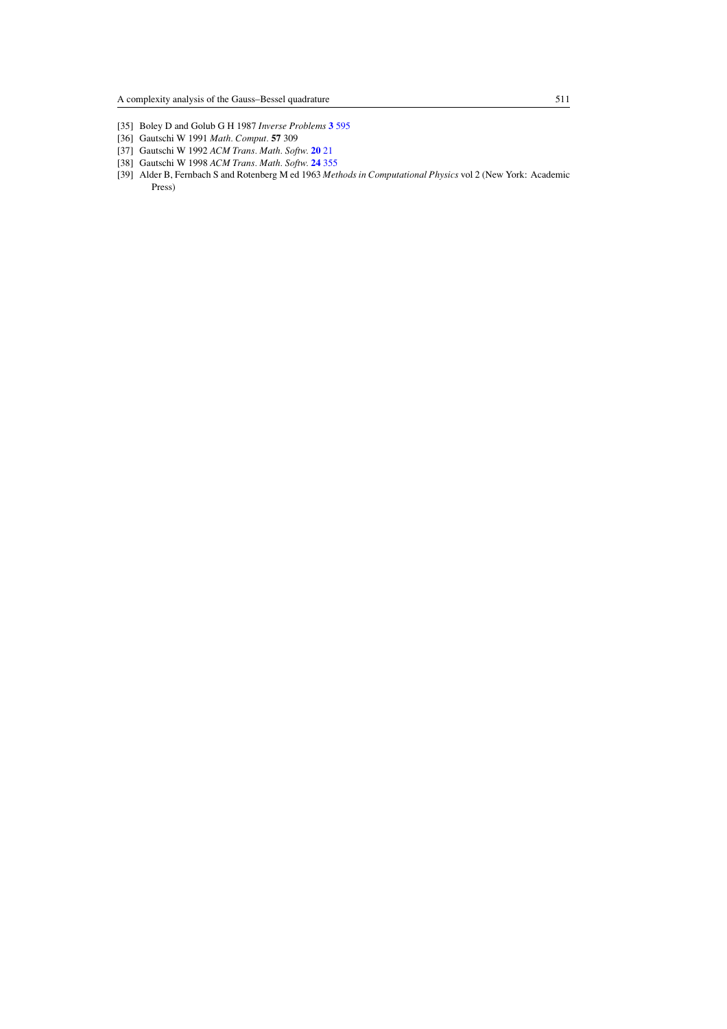[35] Boley D and Golub G H 1987 *Inverse Problems* **3** 595

[36] Gautschi W 1991 *Math. Comput.* **57** 309

[37] Gautschi W 1992 *ACM Trans. Math. Softw.* **20** 21

[38] Gautschi W 1998 *ACM Trans. Math. Softw.* **24** 355

[39] Alder B, Fernbach S and Rotenberg M ed 1963 *Methods in Computational Physics* vol 2 (New York: Academic Press)